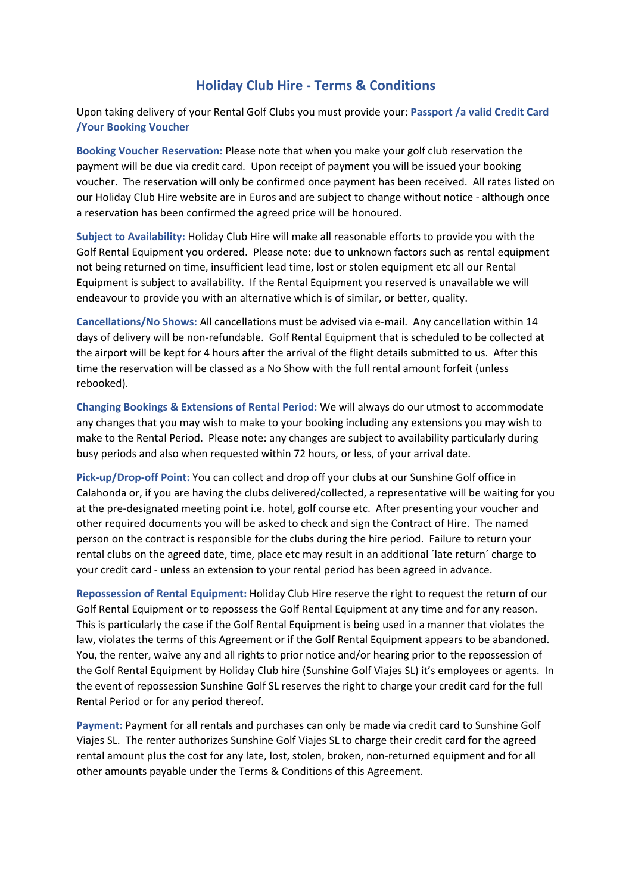# Holiday Club Hire - Terms & Conditions

Upon taking delivery of your Rental Golf Clubs you must provide your: **Passport /a valid Credit Card /Your Booking Voucher**

**Booking Voucher Reservation:** Please note that when you make your golf club reservation the payment will be due via credit card. Upon receipt of payment you will be issued your booking voucher. The reservation will only be confirmed once payment has been received. All rates listed on our Holiday Club Hire website are in Euros and are subject to change without notice - although once a reservation has been confirmed the agreed price will be honoured.

**Subject to Availability:** Holiday Club Hire will make all reasonable efforts to provide you with the Golf Rental Equipment you ordered. Please note: due to unknown factors such as rental equipment not being returned on time, insufficient lead time, lost or stolen equipment etc all our Rental Equipment is subject to availability. If the Rental Equipment you reserved is unavailable we will endeavour to provide you with an alternative which is of similar, or better, quality.

**Cancellations/No Shows:** All cancellations must be advised via e-mail. Any cancellation within 14 days of delivery will be non-refundable. Golf Rental Equipment that is scheduled to be collected at the airport will be kept for 4 hours after the arrival of the flight details submitted to us. After this time the reservation will be classed as a No Show with the full rental amount forfeit (unless rebooked).

**Changing Bookings & Extensions of Rental Period:** We will always do our utmost to accommodate any changes that you may wish to make to your booking including any extensions you may wish to make to the Rental Period. Please note: any changes are subject to availability particularly during busy periods and also when requested within 72 hours, or less, of your arrival date.

**Pick-up/Drop-off Point:** You can collect and drop off your clubs at our Sunshine Golf office in Calahonda or, if you are having the clubs delivered/collected, a representative will be waiting for you at the pre-designated meeting point i.e. hotel, golf course etc. After presenting your voucher and other required documents you will be asked to check and sign the Contract of Hire. The named person on the contract is responsible for the clubs during the hire period. Failure to return your rental clubs on the agreed date, time, place etc may result in an additional ´late return´ charge to your credit card - unless an extension to your rental period has been agreed in advance.

**Repossession of Rental Equipment:** Holiday Club Hire reserve the right to request the return of our Golf Rental Equipment or to repossess the Golf Rental Equipment at any time and for any reason. This is particularly the case if the Golf Rental Equipment is being used in a manner that violates the law, violates the terms of this Agreement or if the Golf Rental Equipment appears to be abandoned. You, the renter, waive any and all rights to prior notice and/or hearing prior to the repossession of the Golf Rental Equipment by Holiday Club hire (Sunshine Golf Viajes SL) it's employees or agents. In the event of repossession Sunshine Golf SL reserves the right to charge your credit card for the full Rental Period or for any period thereof.

**Payment:** Payment for all rentals and purchases can only be made via credit card to Sunshine Golf Viajes SL. The renter authorizes Sunshine Golf Viajes SL to charge their credit card for the agreed rental amount plus the cost for any late, lost, stolen, broken, non-returned equipment and for all other amounts payable under the Terms & Conditions of this Agreement.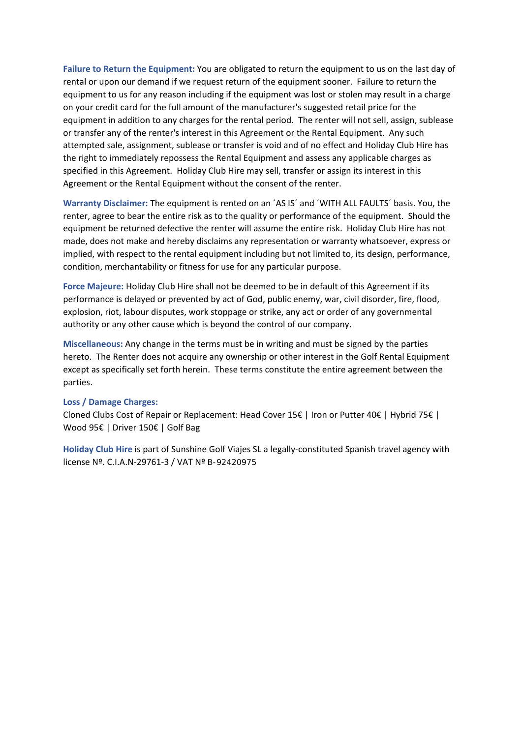**Failure to Return the Equipment:** You are obligated to return the equipment to us on the last day of rental or upon our demand if we request return of the equipment sooner. Failure to return the equipment to us for any reason including if the equipment was lost or stolen may result in a charge on your credit card for the full amount of the manufacturer's suggested retail price for the equipment in addition to any charges for the rental period. The renter will not sell, assign, sublease or transfer any of the renter's interest in this Agreement or the Rental Equipment. Any such attempted sale, assignment, sublease or transfer is void and of no effect and Holiday Club Hire has the right to immediately repossess the Rental Equipment and assess any applicable charges as specified in this Agreement. Holiday Club Hire may sell, transfer or assign its interest in this Agreement or the Rental Equipment without the consent of the renter.

**Warranty Disclaimer:** The equipment is rented on an ´AS IS´ and ´WITH ALL FAULTS´ basis. You, the renter, agree to bear the entire risk as to the quality or performance of the equipment. Should the equipment be returned defective the renter will assume the entire risk. Holiday Club Hire has not made, does not make and hereby disclaims any representation or warranty whatsoever, express or implied, with respect to the rental equipment including but not limited to, its design, performance, condition, merchantability or fitness for use for any particular purpose.

**Force Majeure:** Holiday Club Hire shall not be deemed to be in default of this Agreement if its performance is delayed or prevented by act of God, public enemy, war, civil disorder, fire, flood, explosion, riot, labour disputes, work stoppage or strike, any act or order of any governmental authority or any other cause which is beyond the control of our company.

**Miscellaneous:** Any change in the terms must be in writing and must be signed by the parties hereto. The Renter does not acquire any ownership or other interest in the Golf Rental Equipment except as specifically set forth herein. These terms constitute the entire agreement between the parties.

**Loss / Damage Charges:**
Cloned Clubs Cost of Repair or Replacement: Head Cover 15€ | Iron or Putter 40€ | Hybrid 75€ | Wood 95€ | Driver 150€ | Golf Bag

**Holiday Club Hire** is part of Sunshine Golf Viajes SL a legally-constituted Spanish travel agency with license Nº. C.I.A.N-29761-3 / VAT Nº B-92420975